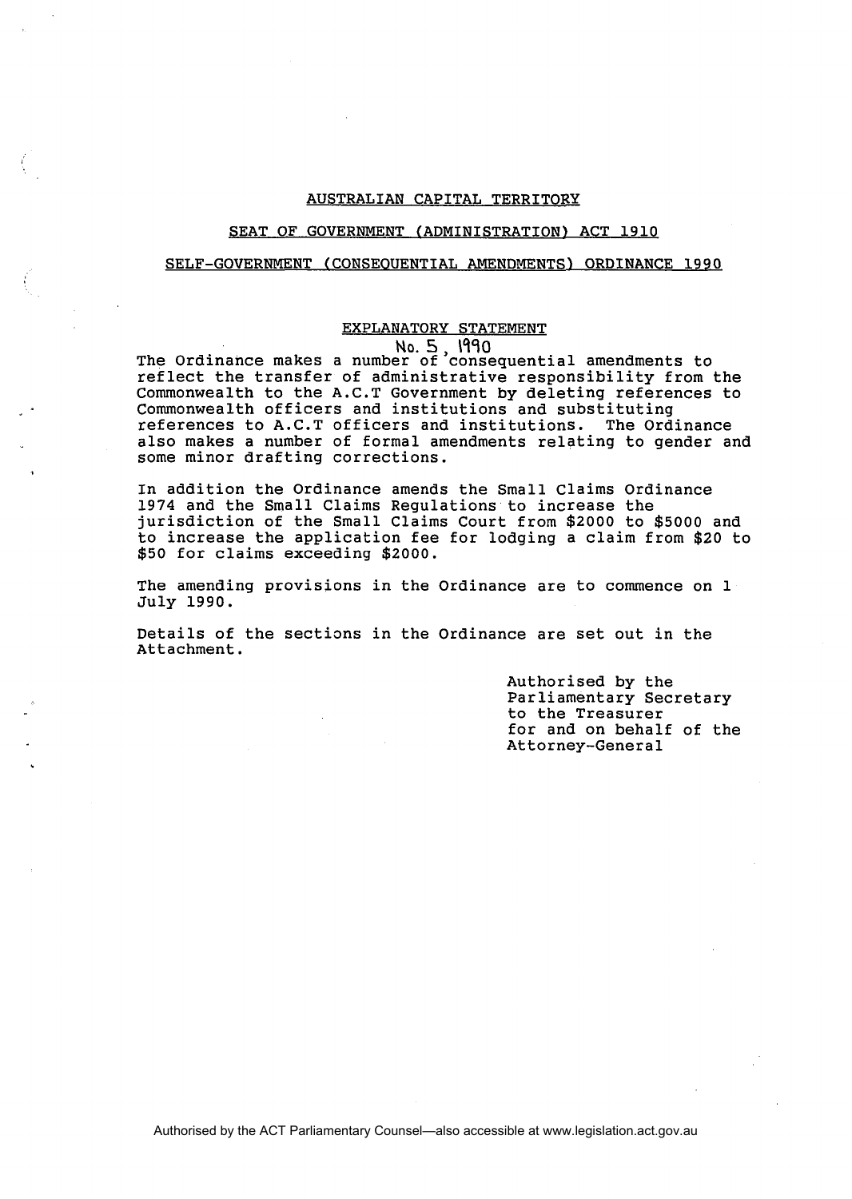# AUSTRALIAN CAPITAL TERRITORY

## SEAT OF GOVERNMENT (ADMINISTRATION) ACT 1910

## SELF-GOVERNMENT (CONSEQUENTIAL AMENDMENTS) ORDINANCE 1990

### EXPLANATORY STATEMENT

No. 5, 1990

The Ordinance makes a number of consequential amendments to reflect the transfer of administrative responsibility from the Commonwealth to the A.C.T Government by deleting references to Commonwealth officers and institutions and substituting references to A.C.T officers and institutions. The Ordinance also makes a number of formal amendments relating to gender and some minor drafting corrections.

In addition the Ordinance amends the Small Claims Ordinance 1974 and the Small Claims Regulations to increase the jurisdiction of the Small Claims Court from $2000 to $5000 and to increase the application fee for lodging a claim from $20 to $50 for claims exceeding $2000.

The amending provisions in the Ordinance are to commence on 1 July 1990.

Details of the sections in the Ordinance are set out in the Attachment.

Authorised by the
Parliamentary Secretary
to the Treasurer
for and on behalf of the
Attorney-General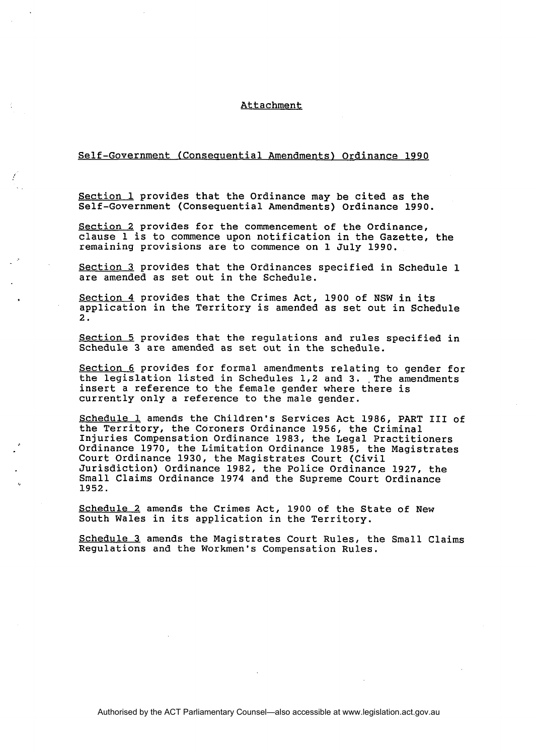Attachment

Self-Government (Consequential Amendments) Ordinance 1990

Section 1 provides that the Ordinance may be cited as the Self-Government (Consequential Amendments) Ordinance 1990.

Section 2 provides for the commencement of the Ordinance, clause 1 is to commence upon notification in the Gazette, the remaining provisions are to commence on 1 July 1990.

Section 3 provides that the Ordinances specified in Schedule 1 are amended as set out in the Schedule.

Section 4 provides that the Crimes Act, 1900 of NSW in its application in the Territory is amended as set out in Schedule 2.

Section 5 provides that the regulations and rules specified in Schedule 3 are amended as set out in the schedule.

Section 6 provides for formal amendments relating to gender for the legislation listed in Schedules 1,2 and 3. The amendments insert a reference to the female gender where there is currently only a reference to the male gender.

Schedule 1 amends the Children's Services Act 1986, PART III of the Territory, the Coroners Ordinance 1956, the Criminal Injuries Compensation Ordinance 1983, the Legal Practitioners Ordinance 1970, the Limitation Ordinance 1985, the Magistrates Court Ordinance 1930, the Magistrates Court (Civil Jurisdiction) Ordinance 1982, the Police Ordinance 1927, the Small Claims Ordinance 1974 and the Supreme Court Ordinance 1952.

Schedule 2 amends the Crimes Act, 1900 of the State of New South Wales in its application in the Territory.

Schedule 3 amends the Magistrates Court Rules, the Small Claims Regulations and the Workmen's Compensation Rules.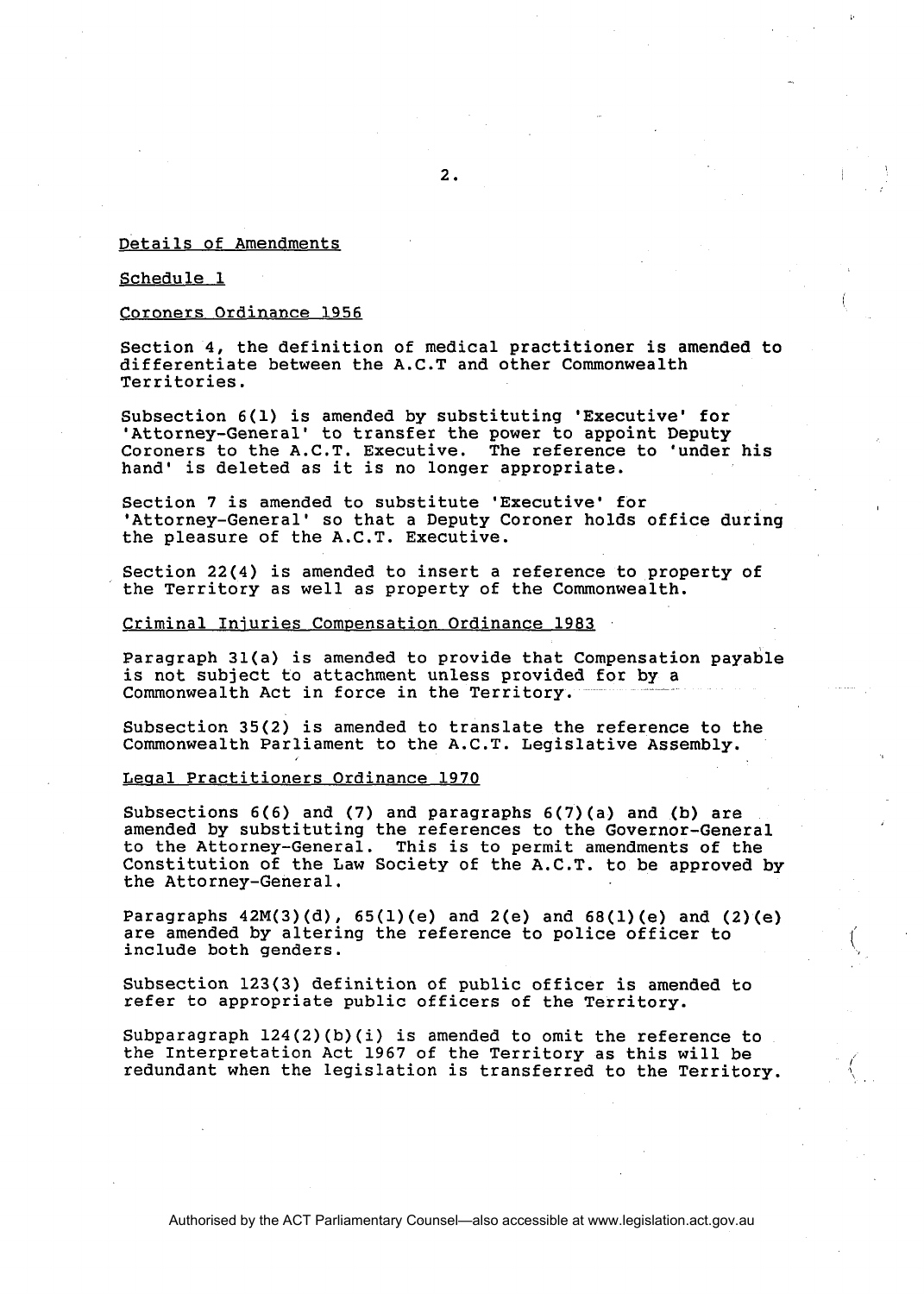Details of Amendments

Schedule 1

Coroners Ordinance 1956

Section 4, the definition of medical practitioner is amended to differentiate between the A.C.T and other Commonwealth Territories.

Subsection 6(1) is amended by substituting 'Executive' for 'Attorney-General' to transfer the power to appoint Deputy Coroners to the A.C.T. Executive. The reference to 'under his hand' is deleted as it is no longer appropriate.

Section 7 is amended to substitute 'Executive' for 'Attorney-General' so that a Deputy Coroner holds office during the pleasure of the A.C.T. Executive.

Section 22(4) is amended to insert a reference to property of the Territory as well as property of the Commonwealth.

Criminal Injuries Compensation Ordinance 1983

Paragraph 31(a) is amended to provide that Compensation payable is not subject to attachment unless provided for by a Commonwealth Act in force in the Territory.

Subsection 35(2) is amended to translate the reference to the Commonwealth Parliament to the A.C.T. Legislative Assembly.

Legal Practitioners Ordinance 1970

Subsections 6(6) and (7) and paragraphs 6(7)(a) and (b) are amended by substituting the references to the Governor-General to the Attorney-General. This is to permit amendments of the Constitution of the Law Society of the A.C.T. to be approved by the Attorney-General.

Paragraphs 42M(3)(d), 65(1)(e) and 2(e) and 68(1)(e) and (2)(e) are amended by altering the reference to police officer to include both genders.

Subsection 123(3) definition of public officer is amended to refer to appropriate public officers of the Territory.

Subparagraph 124(2)(b)(i) is amended to omit the reference to the Interpretation Act 1967 of the Territory as this will be redundant when the legislation is transferred to the Territory.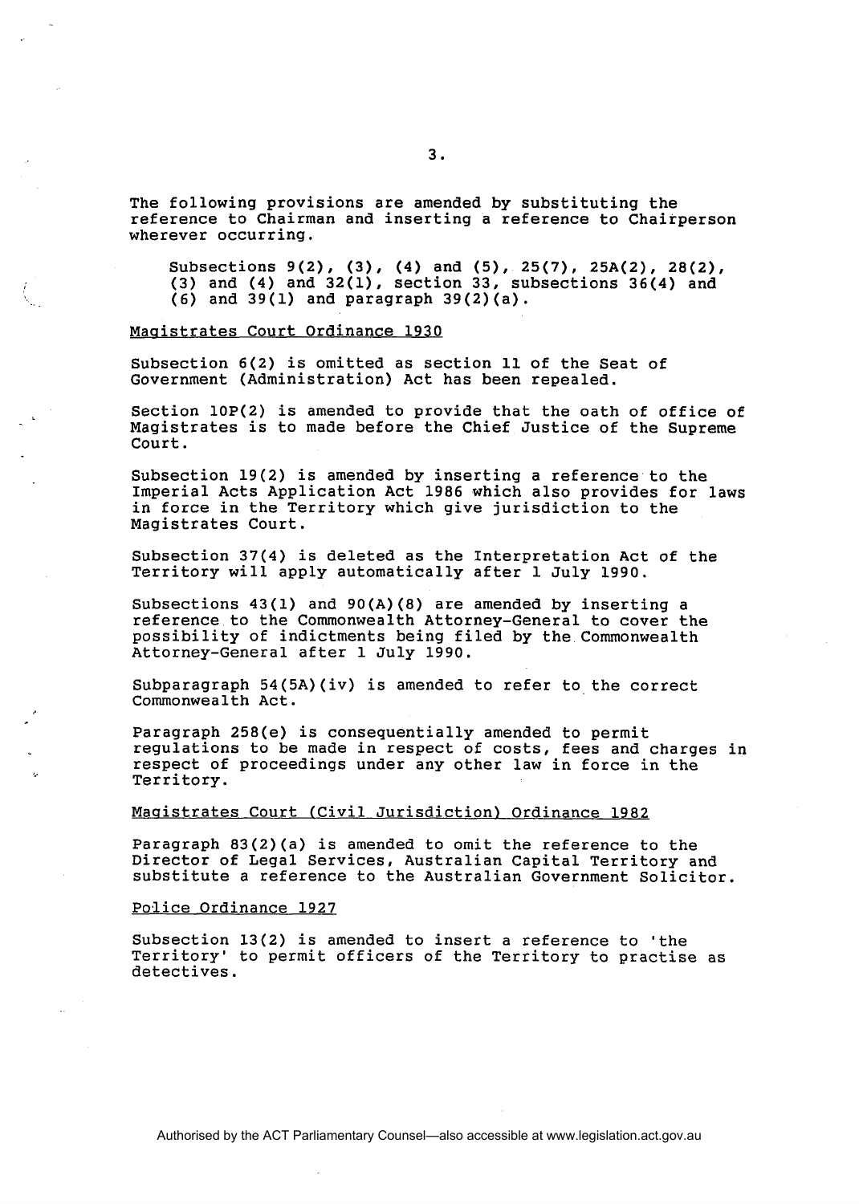The following provisions are amended by substituting the reference to Chairman and inserting a reference to Chairperson wherever occurring.

> Subsections 9(2), (3), (4) and (5), 25(7), 25A(2), 28(2), (3) and (4) and 32(1), section 33, subsections 36(4) and (6) and 39(1) and paragraph 39(2)(a).

Magistrates Court Ordinance 1930

Subsection 6(2) is omitted as section 11 of the Seat of Government (Administration) Act has been repealed.

Section 10P(2) is amended to provide that the oath of office of Magistrates is to made before the Chief Justice of the Supreme Court.

Subsection 19(2) is amended by inserting a reference to the Imperial Acts Application Act 1986 which also provides for laws in force in the Territory which give jurisdiction to the Magistrates Court.

Subsection 37(4) is deleted as the Interpretation Act of the Territory will apply automatically after 1 July 1990.

Subsections 43(1) and 90(A)(8) are amended by inserting a reference to the Commonwealth Attorney-General to cover the possibility of indictments being filed by the Commonwealth Attorney-General after 1 July 1990.

Subparagraph 54(5A)(iv) is amended to refer to the correct Commonwealth Act.

Paragraph 258(e) is consequentially amended to permit regulations to be made in respect of costs, fees and charges in respect of proceedings under any other law in force in the Territory.

Magistrates Court (Civil Jurisdiction) Ordinance 1982

Paragraph 83(2)(a) is amended to omit the reference to the Director of Legal Services, Australian Capital Territory and substitute a reference to the Australian Government Solicitor.

Police Ordinance 1927

Subsection 13(2) is amended to insert a reference to 'the Territory' to permit officers of the Territory to practise as detectives.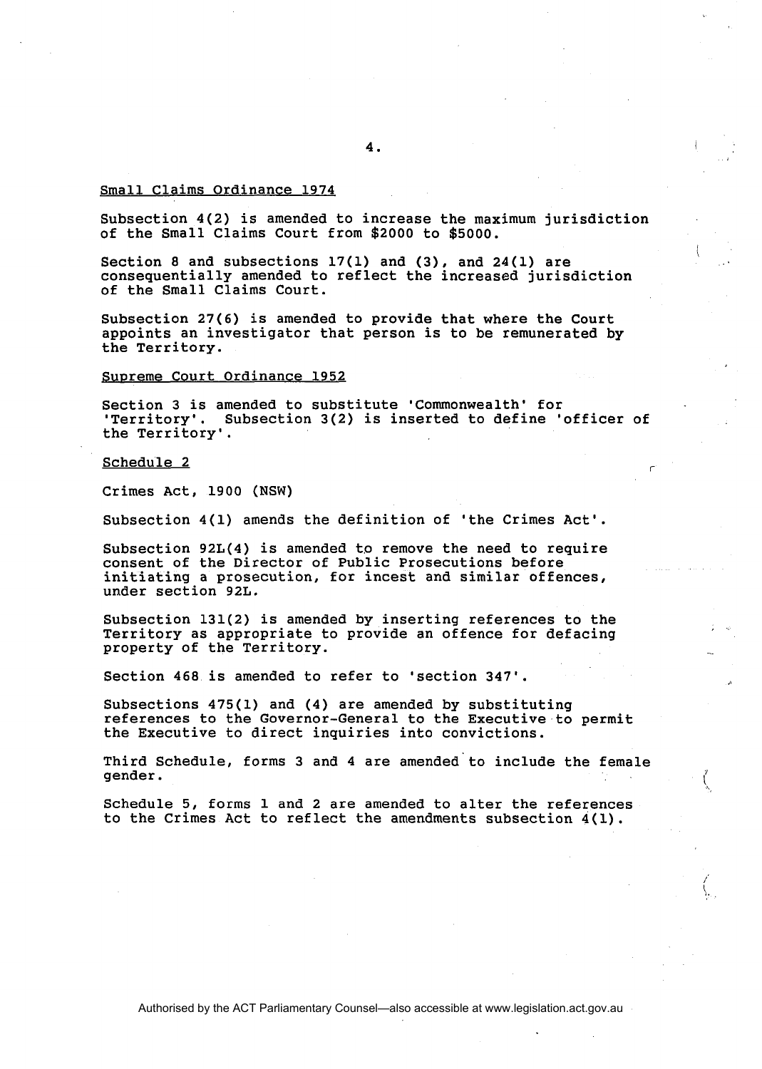Small Claims Ordinance 1974

Subsection 4(2) is amended to increase the maximum jurisdiction of the Small Claims Court from $2000 to $5000.

Section 8 and subsections 17(1) and (3), and 24(1) are consequentially amended to reflect the increased jurisdiction of the Small Claims Court.

Subsection 27(6) is amended to provide that where the Court appoints an investigator that person is to be remunerated by the Territory.

Supreme Court Ordinance 1952

Section 3 is amended to substitute 'Commonwealth' for 'Territory'. Subsection 3(2) is inserted to define 'officer of the Territory'.

Schedule 2

Crimes Act, 1900 (NSW)

Subsection 4(1) amends the definition of 'the Crimes Act'.

Subsection 92L(4) is amended to remove the need to require consent of the Director of Public Prosecutions before initiating a prosecution, for incest and similar offences, under section 92L.

Subsection 131(2) is amended by inserting references to the Territory as appropriate to provide an offence for defacing property of the Territory.

Section 468 is amended to refer to 'section 347'.

Subsections 475(1) and (4) are amended by substituting references to the Governor-General to the Executive to permit the Executive to direct inquiries into convictions.

Third Schedule, forms 3 and 4 are amended to include the female gender.

Schedule 5, forms 1 and 2 are amended to alter the references to the Crimes Act to reflect the amendments subsection 4(1).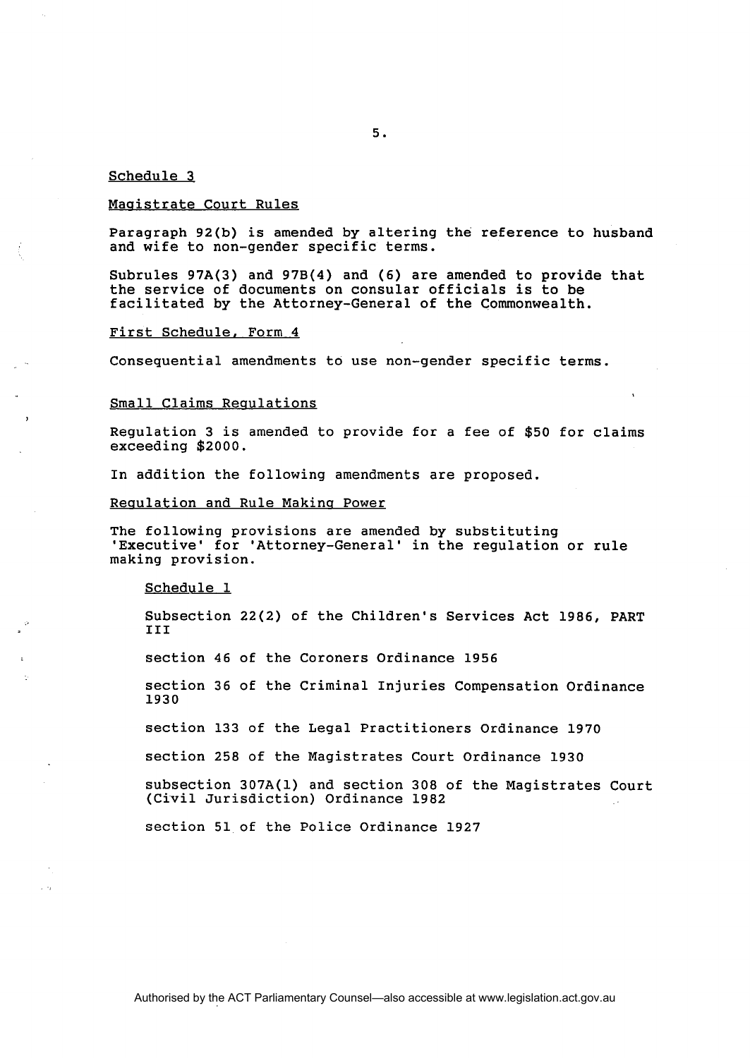Schedule 3

Magistrate Court Rules

Paragraph 92(b) is amended by altering the reference to husband and wife to non-gender specific terms.

Subrules 97A(3) and 97B(4) and (6) are amended to provide that the service of documents on consular officials is to be facilitated by the Attorney-General of the Commonwealth.

First Schedule, Form 4

Consequential amendments to use non-gender specific terms.

Small Claims Regulations

Regulation 3 is amended to provide for a fee of $50 for claims exceeding $2000.

In addition the following amendments are proposed.

Regulation and Rule Making Power

The following provisions are amended by substituting 'Executive' for 'Attorney-General' in the regulation or rule making provision.

Schedule 1

Subsection 22(2) of the Children's Services Act 1986, PART III

section 46 of the Coroners Ordinance 1956

section 36 of the Criminal Injuries Compensation Ordinance 1930

section 133 of the Legal Practitioners Ordinance 1970

section 258 of the Magistrates Court Ordinance 1930

subsection 307A(1) and section 308 of the Magistrates Court (Civil Jurisdiction) Ordinance 1982

section 51 of the Police Ordinance 1927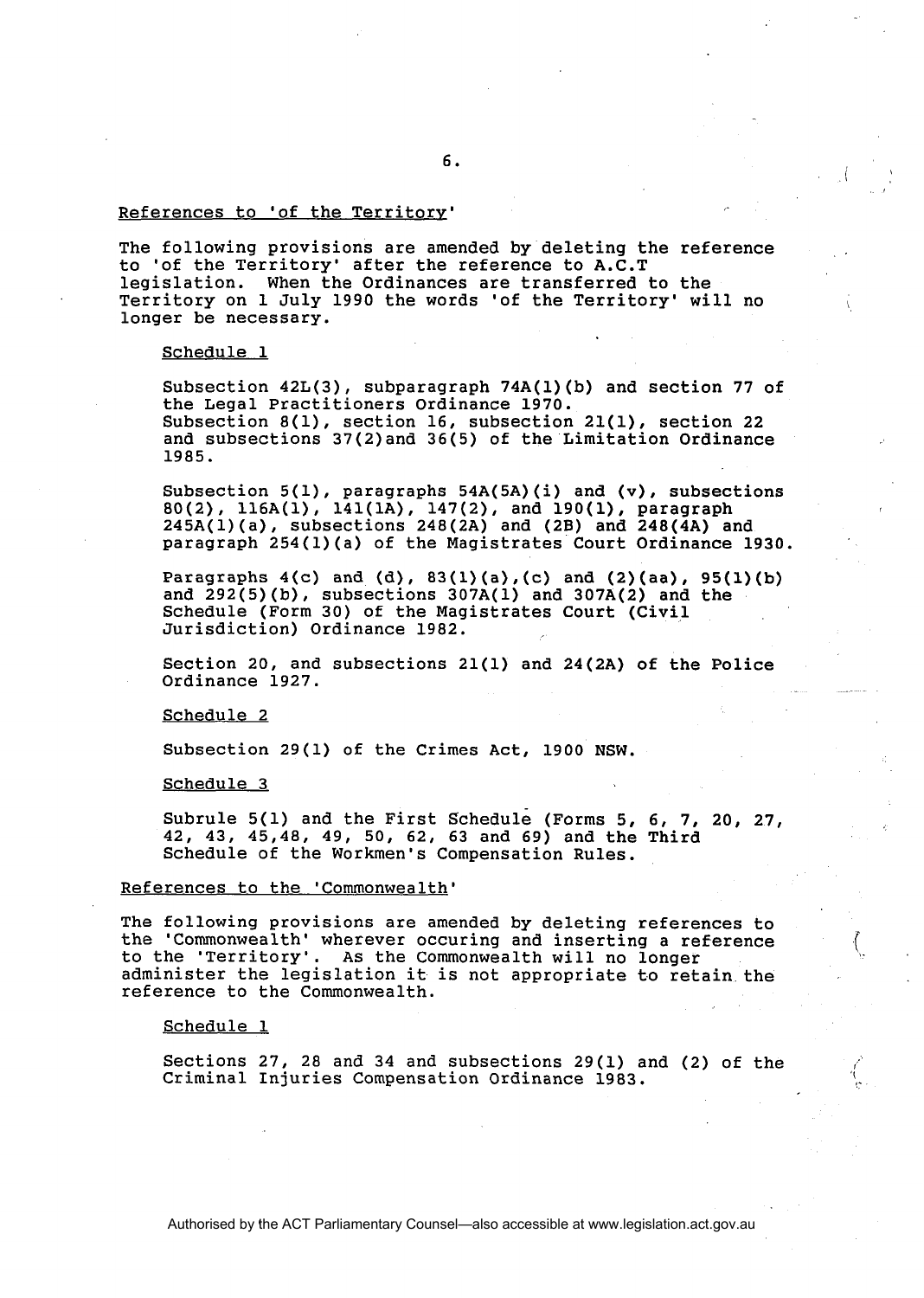References to 'of the Territory'

The following provisions are amended by deleting the reference to 'of the Territory' after the reference to A.C.T legislation. When the Ordinances are transferred to the Territory on 1 July 1990 the words 'of the Territory' will no longer be necessary.

Schedule 1

Subsection 42L(3), subparagraph 74A(1)(b) and section 77 of the Legal Practitioners Ordinance 1970.
Subsection 8(1), section 16, subsection 21(1), section 22 and subsections 37(2)and 36(5) of the Limitation Ordinance 1985.

Subsection 5(1), paragraphs 54A(5A)(i) and (v), subsections 80(2), 116A(1), 141(1A), 147(2), and 190(1), paragraph 245A(1)(a), subsections 248(2A) and (2B) and 248(4A) and paragraph 254(1)(a) of the Magistrates Court Ordinance 1930.

Paragraphs 4(c) and (d), 83(1)(a),(c) and (2)(aa), 95(1)(b) and 292(5)(b), subsections 307A(1) and 307A(2) and the Schedule (Form 30) of the Magistrates Court (Civil Jurisdiction) Ordinance 1982.

Section 20, and subsections 21(1) and 24(2A) of the Police Ordinance 1927.

Schedule 2

Subsection 29(1) of the Crimes Act, 1900 NSW.

Schedule 3

Subrule 5(1) and the First Schedule (Forms 5, 6, 7, 20, 27, 42, 43, 45,48, 49, 50, 62, 63 and 69) and the Third Schedule of the Workmen's Compensation Rules.

References to the 'Commonwealth'

The following provisions are amended by deleting references to the 'Commonwealth' wherever occuring and inserting a reference to the 'Territory'. As the Commonwealth will no longer administer the legislation it is not appropriate to retain the reference to the Commonwealth.

Schedule 1

Sections 27, 28 and 34 and subsections 29(1) and (2) of the Criminal Injuries Compensation Ordinance 1983.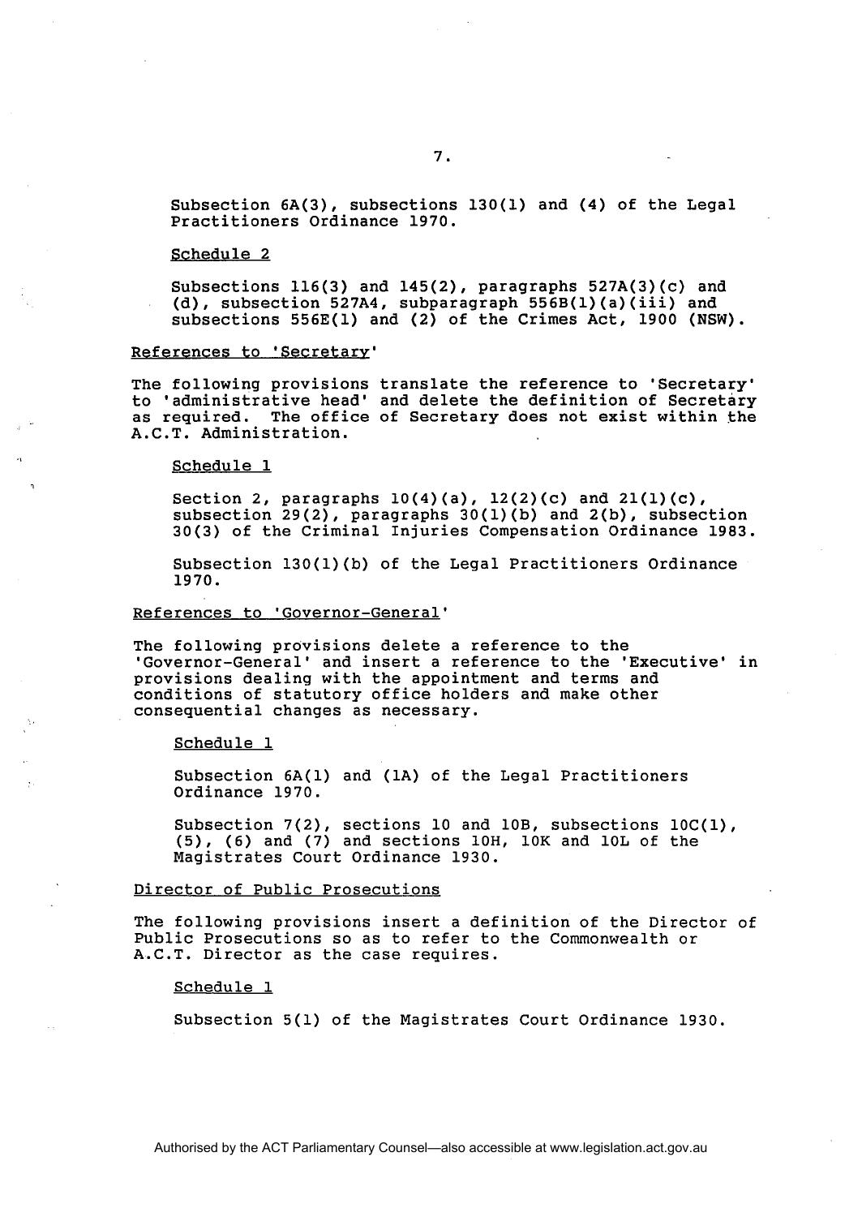Subsection 6A(3), subsections 130(1) and (4) of the Legal Practitioners Ordinance 1970.

Schedule 2

Subsections 116(3) and 145(2), paragraphs 527A(3)(c) and (d), subsection 527A4, subparagraph 556B(1)(a)(iii) and subsections 556E(1) and (2) of the Crimes Act, 1900 (NSW).

References to 'Secretary'

The following provisions translate the reference to 'Secretary' to 'administrative head' and delete the definition of Secretary as required. The office of Secretary does not exist within the A.C.T. Administration.

Schedule 1

Section 2, paragraphs 10(4)(a), 12(2)(c) and 21(1)(c), subsection 29(2), paragraphs 30(1)(b) and 2(b), subsection 30(3) of the Criminal Injuries Compensation Ordinance 1983.

Subsection 130(1)(b) of the Legal Practitioners Ordinance 1970.

References to 'Governor-General'

The following provisions delete a reference to the 'Governor-General' and insert a reference to the 'Executive' in provisions dealing with the appointment and terms and conditions of statutory office holders and make other consequential changes as necessary.

Schedule 1

Subsection 6A(1) and (1A) of the Legal Practitioners Ordinance 1970.

Subsection 7(2), sections 10 and 10B, subsections 10C(1), (5), (6) and (7) and sections 10H, 10K and 10L of the Magistrates Court Ordinance 1930.

Director of Public Prosecutions

The following provisions insert a definition of the Director of Public Prosecutions so as to refer to the Commonwealth or A.C.T. Director as the case requires.

Schedule 1

Subsection 5(1) of the Magistrates Court Ordinance 1930.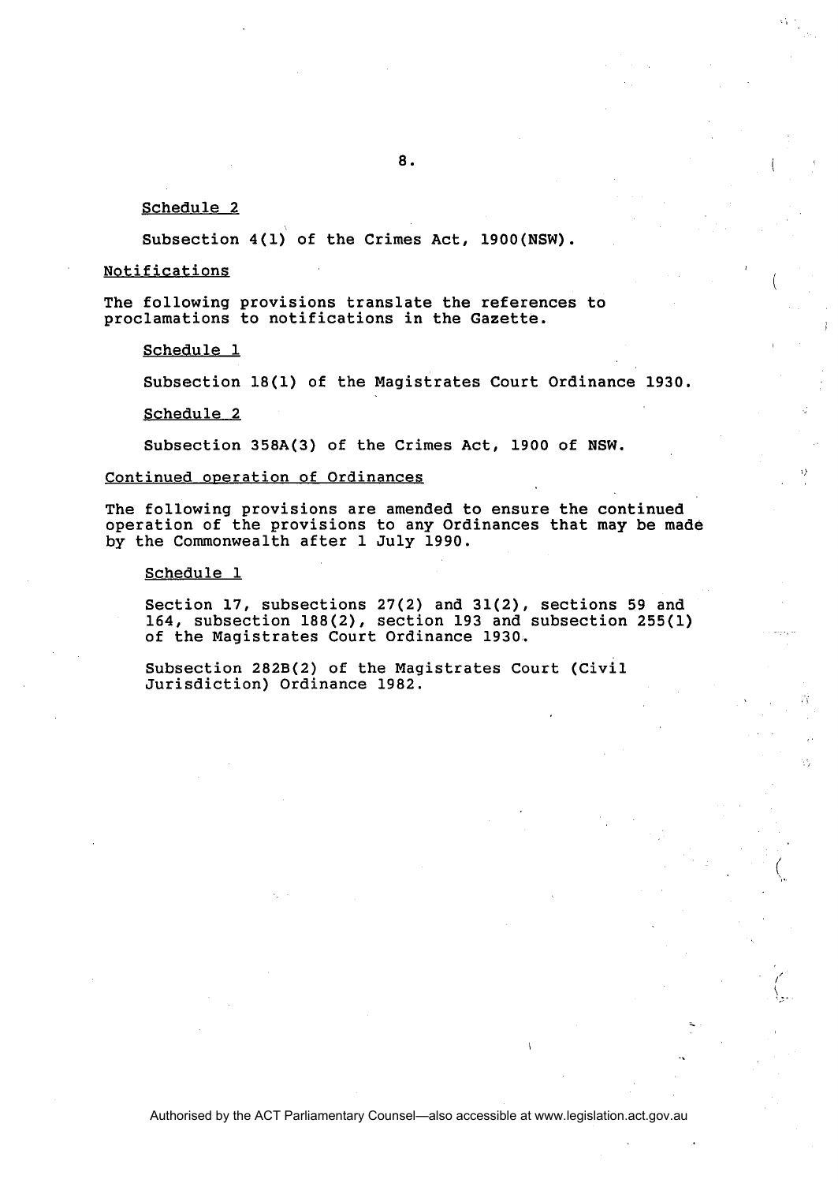Schedule 2

Subsection 4(1) of the Crimes Act, 1900(NSW).

Notifications

The following provisions translate the references to proclamations to notifications in the Gazette.

Schedule 1

Subsection 18(1) of the Magistrates Court Ordinance 1930.

Schedule 2

Subsection 358A(3) of the Crimes Act, 1900 of NSW.

Continued operation of Ordinances

The following provisions are amended to ensure the continued operation of the provisions to any Ordinances that may be made by the Commonwealth after 1 July 1990.

Schedule 1

Section 17, subsections 27(2) and 31(2), sections 59 and 164, subsection 188(2), section 193 and subsection 255(1) of the Magistrates Court Ordinance 1930.

Subsection 282B(2) of the Magistrates Court (Civil Jurisdiction) Ordinance 1982.